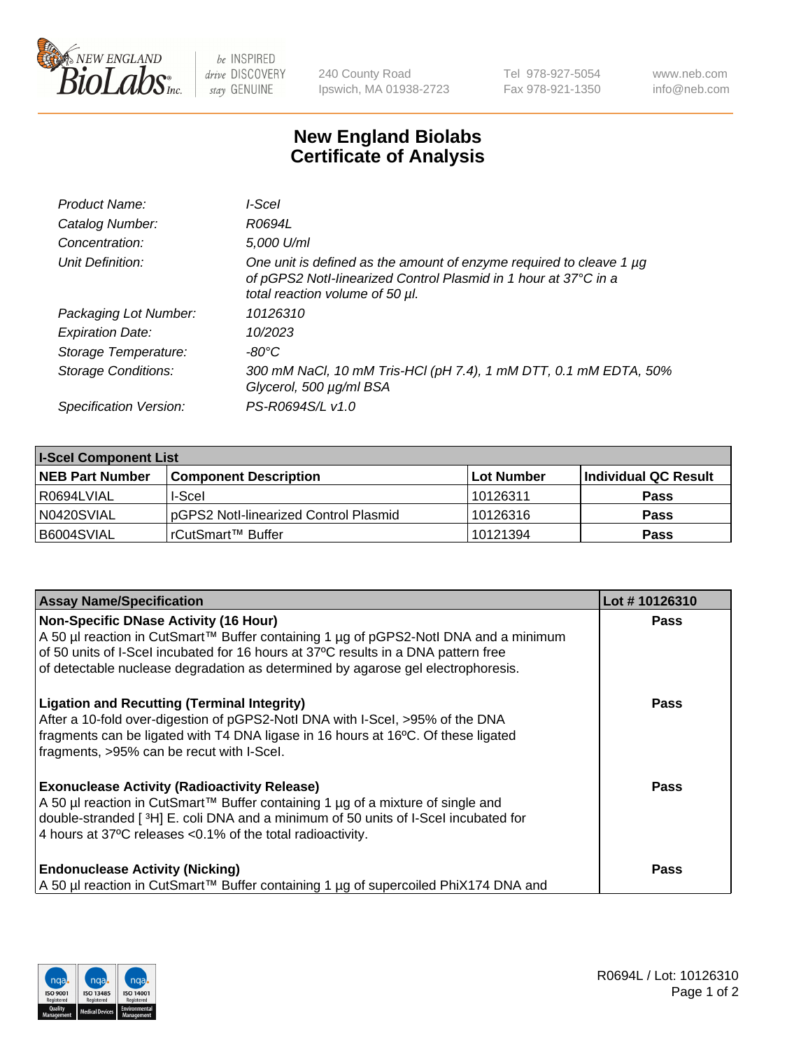# New England Biolabs
# Certificate of Analysis

| | |
|---|---|
| *Product Name:* | *I-SceI* |
| *Catalog Number:* | *R0694L* |
| *Concentration:* | *5,000 U/ml* |
| *Unit Definition:* | *One unit is defined as the amount of enzyme required to cleave 1 µg of pGPS2 NotI-linearized Control Plasmid in 1 hour at 37°C in a total reaction volume of 50 µl.* |
| *Packaging Lot Number:* | *10126310* |
| *Expiration Date:* | *10/2023* |
| *Storage Temperature:* | *-80°C* |
| *Storage Conditions:* | *300 mM NaCl, 10 mM Tris-HCl (pH 7.4), 1 mM DTT, 0.1 mM EDTA, 50% Glycerol, 500 µg/ml BSA* |
| *Specification Version:* | *PS-R0694S/L v1.0* |

**I-SceI Component List**

| NEB Part Number | Component Description | Lot Number | Individual QC Result |
|---|---|---|---|
| R0694LVIAL | I-SceI | 10126311 | Pass |
| N0420SVIAL | pGPS2 NotI-linearized Control Plasmid | 10126316 | Pass |
| B6004SVIAL | rCutSmart™ Buffer | 10121394 | Pass |

| Assay Name/Specification | Lot # 10126310 |
|---|---|
| **Non-Specific DNase Activity (16 Hour)** A 50 µl reaction in CutSmart™ Buffer containing 1 µg of pGPS2-NotI DNA and a minimum of 50 units of I-SceI incubated for 16 hours at 37ºC results in a DNA pattern free of detectable nuclease degradation as determined by agarose gel electrophoresis. | Pass |
| **Ligation and Recutting (Terminal Integrity)** After a 10-fold over-digestion of pGPS2-NotI DNA with I-SceI, >95% of the DNA fragments can be ligated with T4 DNA ligase in 16 hours at 16ºC. Of these ligated fragments, >95% can be recut with I-SceI. | Pass |
| **Exonuclease Activity (Radioactivity Release)** A 50 µl reaction in CutSmart™ Buffer containing 1 µg of a mixture of single and double-stranded [ $^3$H] E. coli DNA and a minimum of 50 units of I-SceI incubated for 4 hours at 37ºC releases <0.1% of the total radioactivity. | Pass |
| **Endonuclease Activity (Nicking)** A 50 µl reaction in CutSmart™ Buffer containing 1 µg of supercoiled PhiX174 DNA and | Pass |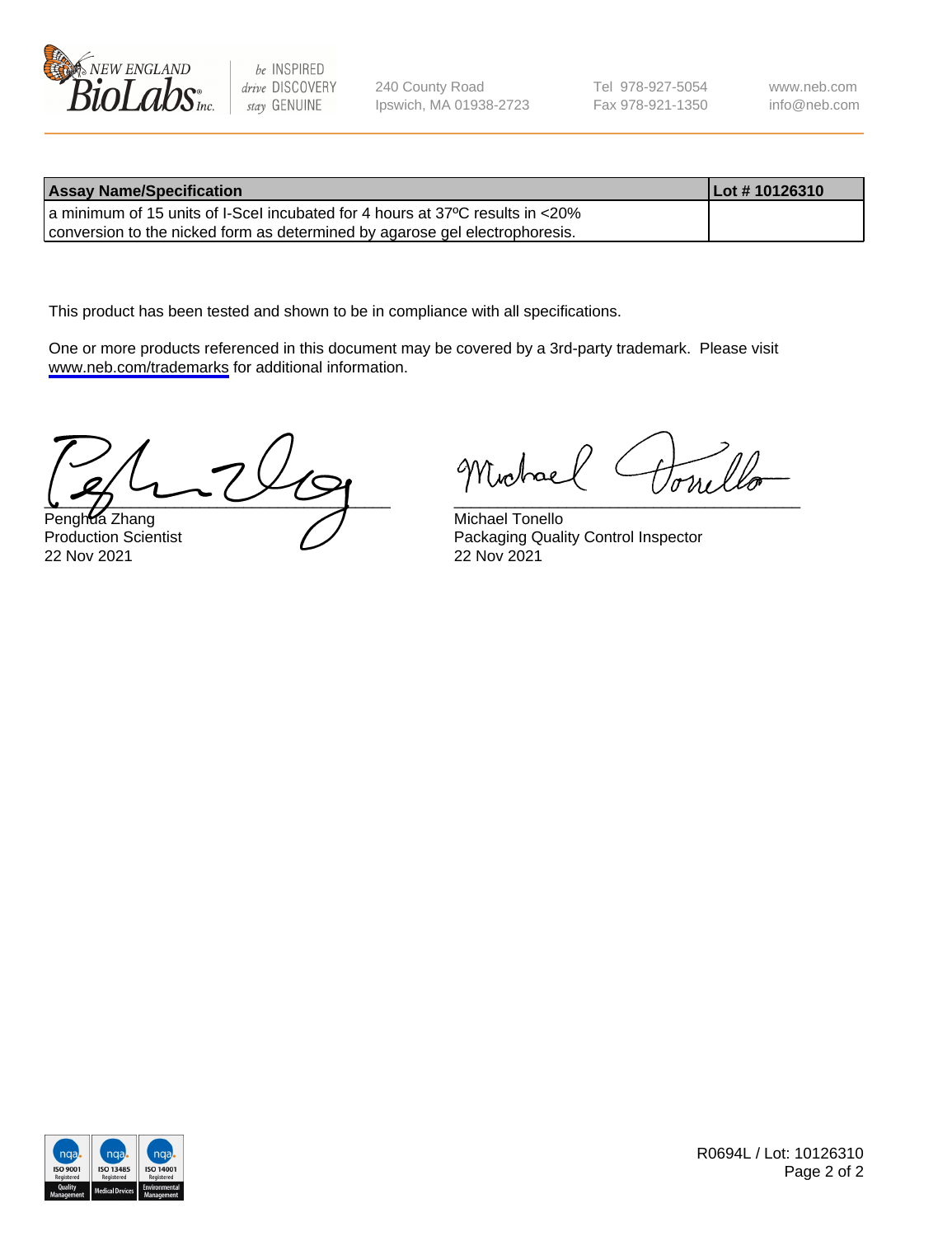| Assay Name/Specification | Lot # 10126310 |
|---|---|
| a minimum of 15 units of I-SceI incubated for 4 hours at 37ºC results in <20% conversion to the nicked form as determined by agarose gel electrophoresis. | |

This product has been tested and shown to be in compliance with all specifications.

One or more products referenced in this document may be covered by a 3rd-party trademark. Please visit www.neb.com/trademarks for additional information.

Penghua Zhang
Production Scientist
22 Nov 2021

Michael Tonello
Packaging Quality Control Inspector
22 Nov 2021

R0694L / Lot: 10126310